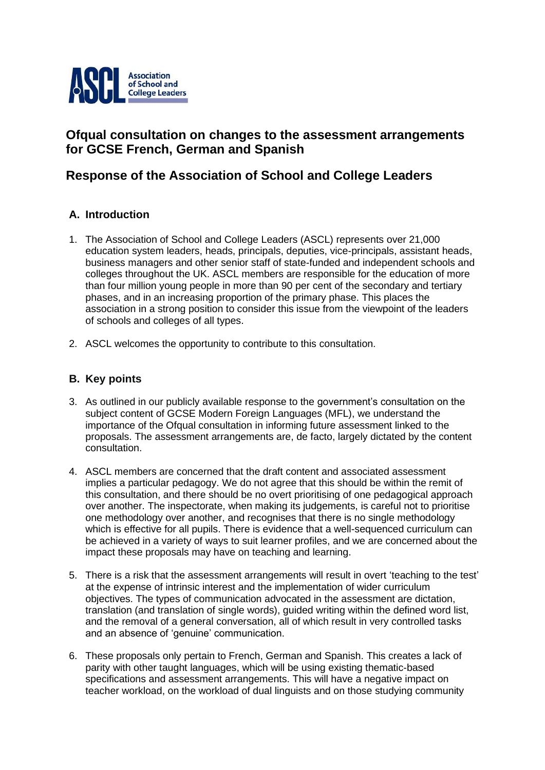# Ofqual consultation on changes to the assessment arrangements for GCSE French, German and Spanish

# Response of the Association of School and College Leaders

## A. Introduction

1. The Association of School and College Leaders (ASCL) represents over 21,000 education system leaders, heads, principals, deputies, vice-principals, assistant heads, business managers and other senior staff of state-funded and independent schools and colleges throughout the UK. ASCL members are responsible for the education of more than four million young people in more than 90 per cent of the secondary and tertiary phases, and in an increasing proportion of the primary phase. This places the association in a strong position to consider this issue from the viewpoint of the leaders of schools and colleges of all types.

2. ASCL welcomes the opportunity to contribute to this consultation.

## B. Key points

3. As outlined in our publicly available response to the government's consultation on the subject content of GCSE Modern Foreign Languages (MFL), we understand the importance of the Ofqual consultation in informing future assessment linked to the proposals. The assessment arrangements are, de facto, largely dictated by the content consultation.

4. ASCL members are concerned that the draft content and associated assessment implies a particular pedagogy. We do not agree that this should be within the remit of this consultation, and there should be no overt prioritising of one pedagogical approach over another. The inspectorate, when making its judgements, is careful not to prioritise one methodology over another, and recognises that there is no single methodology which is effective for all pupils. There is evidence that a well-sequenced curriculum can be achieved in a variety of ways to suit learner profiles, and we are concerned about the impact these proposals may have on teaching and learning.

5. There is a risk that the assessment arrangements will result in overt 'teaching to the test' at the expense of intrinsic interest and the implementation of wider curriculum objectives. The types of communication advocated in the assessment are dictation, translation (and translation of single words), guided writing within the defined word list, and the removal of a general conversation, all of which result in very controlled tasks and an absence of 'genuine' communication.

6. These proposals only pertain to French, German and Spanish. This creates a lack of parity with other taught languages, which will be using existing thematic-based specifications and assessment arrangements. This will have a negative impact on teacher workload, on the workload of dual linguists and on those studying community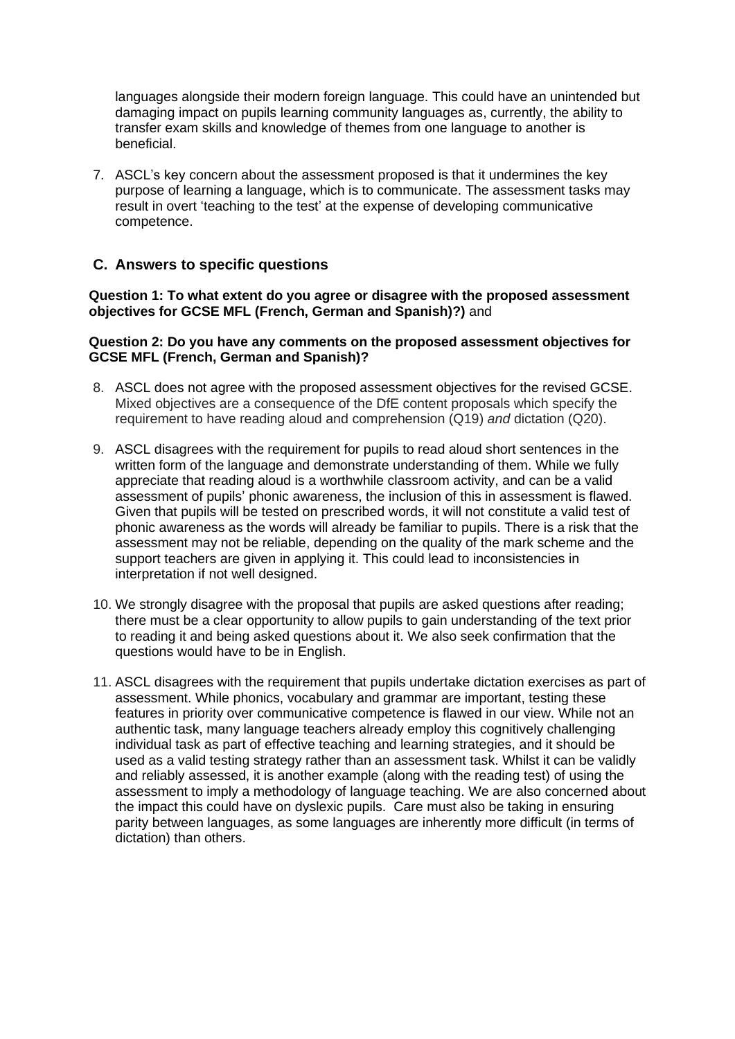languages alongside their modern foreign language. This could have an unintended but damaging impact on pupils learning community languages as, currently, the ability to transfer exam skills and knowledge of themes from one language to another is beneficial.

7. ASCL's key concern about the assessment proposed is that it undermines the key purpose of learning a language, which is to communicate. The assessment tasks may result in overt 'teaching to the test' at the expense of developing communicative competence.

## C. Answers to specific questions

**Question 1: To what extent do you agree or disagree with the proposed assessment objectives for GCSE MFL (French, German and Spanish)?)** and

**Question 2: Do you have any comments on the proposed assessment objectives for GCSE MFL (French, German and Spanish)?**

8. ASCL does not agree with the proposed assessment objectives for the revised GCSE. Mixed objectives are a consequence of the DfE content proposals which specify the requirement to have reading aloud and comprehension (Q19) *and* dictation (Q20).

9. ASCL disagrees with the requirement for pupils to read aloud short sentences in the written form of the language and demonstrate understanding of them. While we fully appreciate that reading aloud is a worthwhile classroom activity, and can be a valid assessment of pupils' phonic awareness, the inclusion of this in assessment is flawed. Given that pupils will be tested on prescribed words, it will not constitute a valid test of phonic awareness as the words will already be familiar to pupils. There is a risk that the assessment may not be reliable, depending on the quality of the mark scheme and the support teachers are given in applying it. This could lead to inconsistencies in interpretation if not well designed.

10. We strongly disagree with the proposal that pupils are asked questions after reading; there must be a clear opportunity to allow pupils to gain understanding of the text prior to reading it and being asked questions about it. We also seek confirmation that the questions would have to be in English.

11. ASCL disagrees with the requirement that pupils undertake dictation exercises as part of assessment. While phonics, vocabulary and grammar are important, testing these features in priority over communicative competence is flawed in our view. While not an authentic task, many language teachers already employ this cognitively challenging individual task as part of effective teaching and learning strategies, and it should be used as a valid testing strategy rather than an assessment task. Whilst it can be validly and reliably assessed, it is another example (along with the reading test) of using the assessment to imply a methodology of language teaching. We are also concerned about the impact this could have on dyslexic pupils. Care must also be taking in ensuring parity between languages, as some languages are inherently more difficult (in terms of dictation) than others.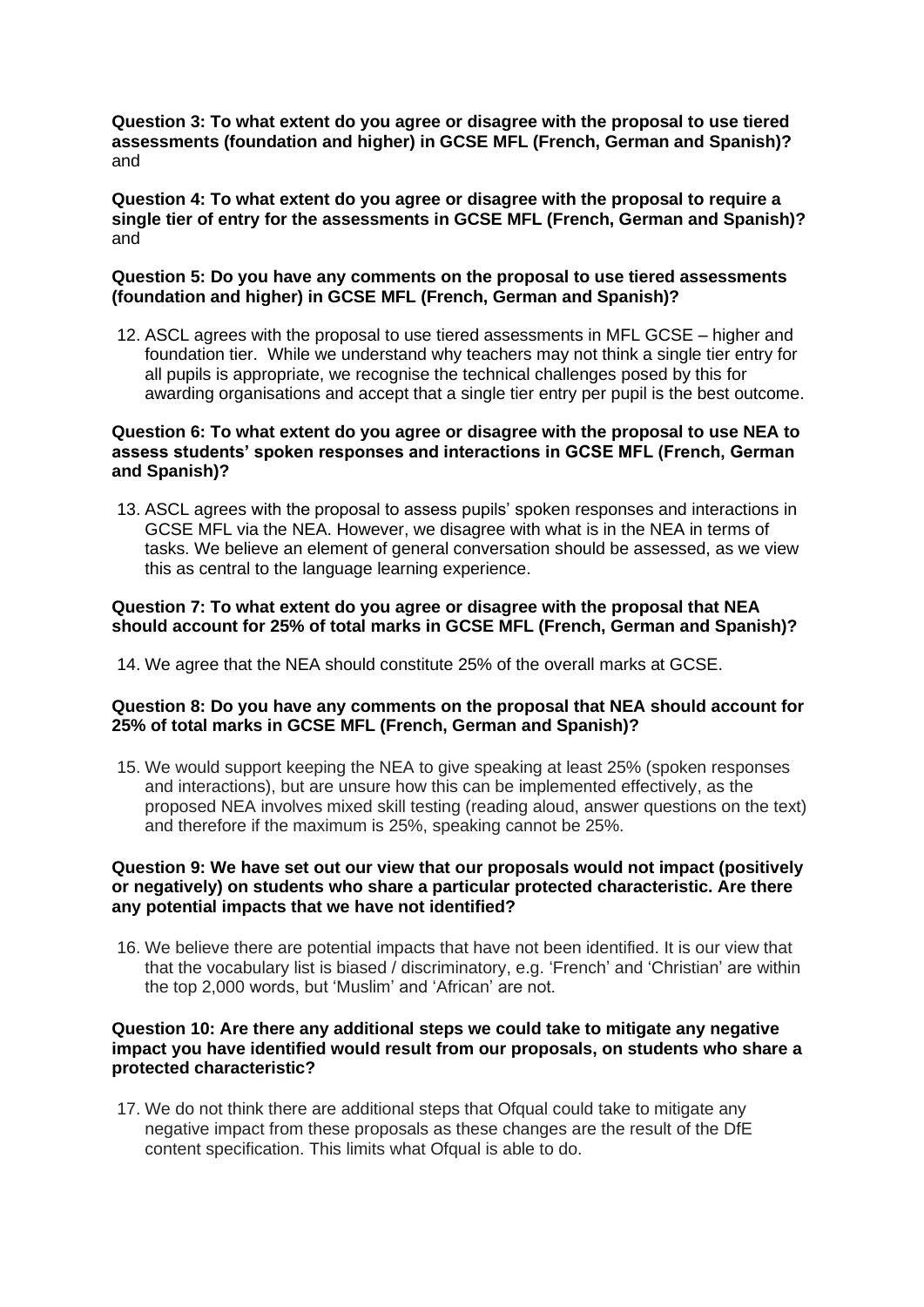**Question 3: To what extent do you agree or disagree with the proposal to use tiered assessments (foundation and higher) in GCSE MFL (French, German and Spanish)?** and

**Question 4: To what extent do you agree or disagree with the proposal to require a single tier of entry for the assessments in GCSE MFL (French, German and Spanish)?** and

**Question 5: Do you have any comments on the proposal to use tiered assessments (foundation and higher) in GCSE MFL (French, German and Spanish)?**

12. ASCL agrees with the proposal to use tiered assessments in MFL GCSE – higher and foundation tier. While we understand why teachers may not think a single tier entry for all pupils is appropriate, we recognise the technical challenges posed by this for awarding organisations and accept that a single tier entry per pupil is the best outcome.

**Question 6: To what extent do you agree or disagree with the proposal to use NEA to assess students' spoken responses and interactions in GCSE MFL (French, German and Spanish)?**

13. ASCL agrees with the proposal to assess pupils' spoken responses and interactions in GCSE MFL via the NEA. However, we disagree with what is in the NEA in terms of tasks. We believe an element of general conversation should be assessed, as we view this as central to the language learning experience.

**Question 7: To what extent do you agree or disagree with the proposal that NEA should account for 25% of total marks in GCSE MFL (French, German and Spanish)?**

14. We agree that the NEA should constitute 25% of the overall marks at GCSE.

**Question 8: Do you have any comments on the proposal that NEA should account for 25% of total marks in GCSE MFL (French, German and Spanish)?**

15. We would support keeping the NEA to give speaking at least 25% (spoken responses and interactions), but are unsure how this can be implemented effectively, as the proposed NEA involves mixed skill testing (reading aloud, answer questions on the text) and therefore if the maximum is 25%, speaking cannot be 25%.

**Question 9: We have set out our view that our proposals would not impact (positively or negatively) on students who share a particular protected characteristic. Are there any potential impacts that we have not identified?**

16. We believe there are potential impacts that have not been identified. It is our view that that the vocabulary list is biased / discriminatory, e.g. 'French' and 'Christian' are within the top 2,000 words, but 'Muslim' and 'African' are not.

**Question 10: Are there any additional steps we could take to mitigate any negative impact you have identified would result from our proposals, on students who share a protected characteristic?**

17. We do not think there are additional steps that Ofqual could take to mitigate any negative impact from these proposals as these changes are the result of the DfE content specification. This limits what Ofqual is able to do.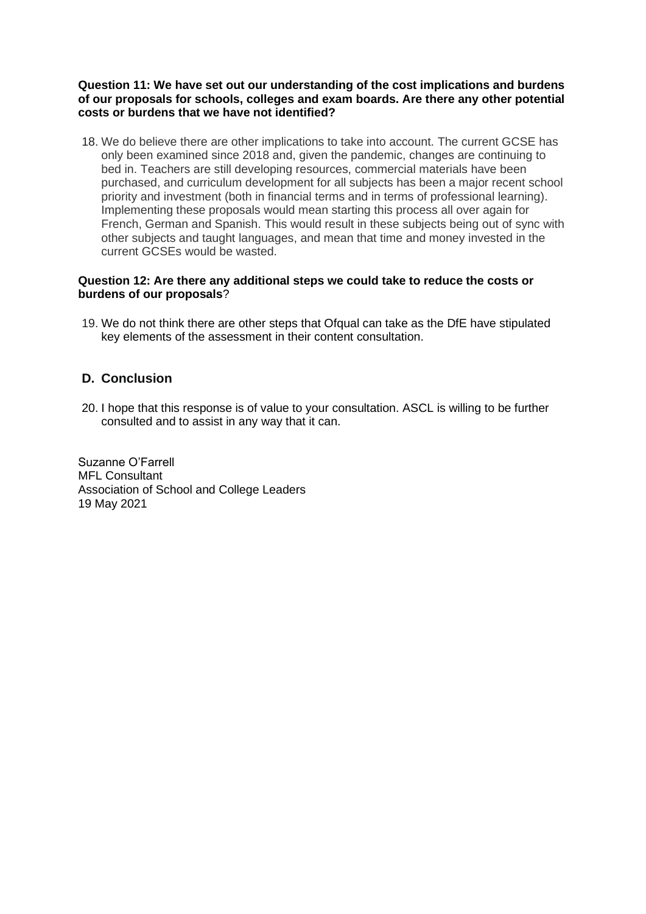**Question 11: We have set out our understanding of the cost implications and burdens of our proposals for schools, colleges and exam boards. Are there any other potential costs or burdens that we have not identified?**

18. We do believe there are other implications to take into account. The current GCSE has only been examined since 2018 and, given the pandemic, changes are continuing to bed in. Teachers are still developing resources, commercial materials have been purchased, and curriculum development for all subjects has been a major recent school priority and investment (both in financial terms and in terms of professional learning). Implementing these proposals would mean starting this process all over again for French, German and Spanish. This would result in these subjects being out of sync with other subjects and taught languages, and mean that time and money invested in the current GCSEs would be wasted.

**Question 12: Are there any additional steps we could take to reduce the costs or burdens of our proposals**?

19. We do not think there are other steps that Ofqual can take as the DfE have stipulated key elements of the assessment in their content consultation.

## D. Conclusion

20. I hope that this response is of value to your consultation. ASCL is willing to be further consulted and to assist in any way that it can.

Suzanne O'Farrell
MFL Consultant
Association of School and College Leaders
19 May 2021